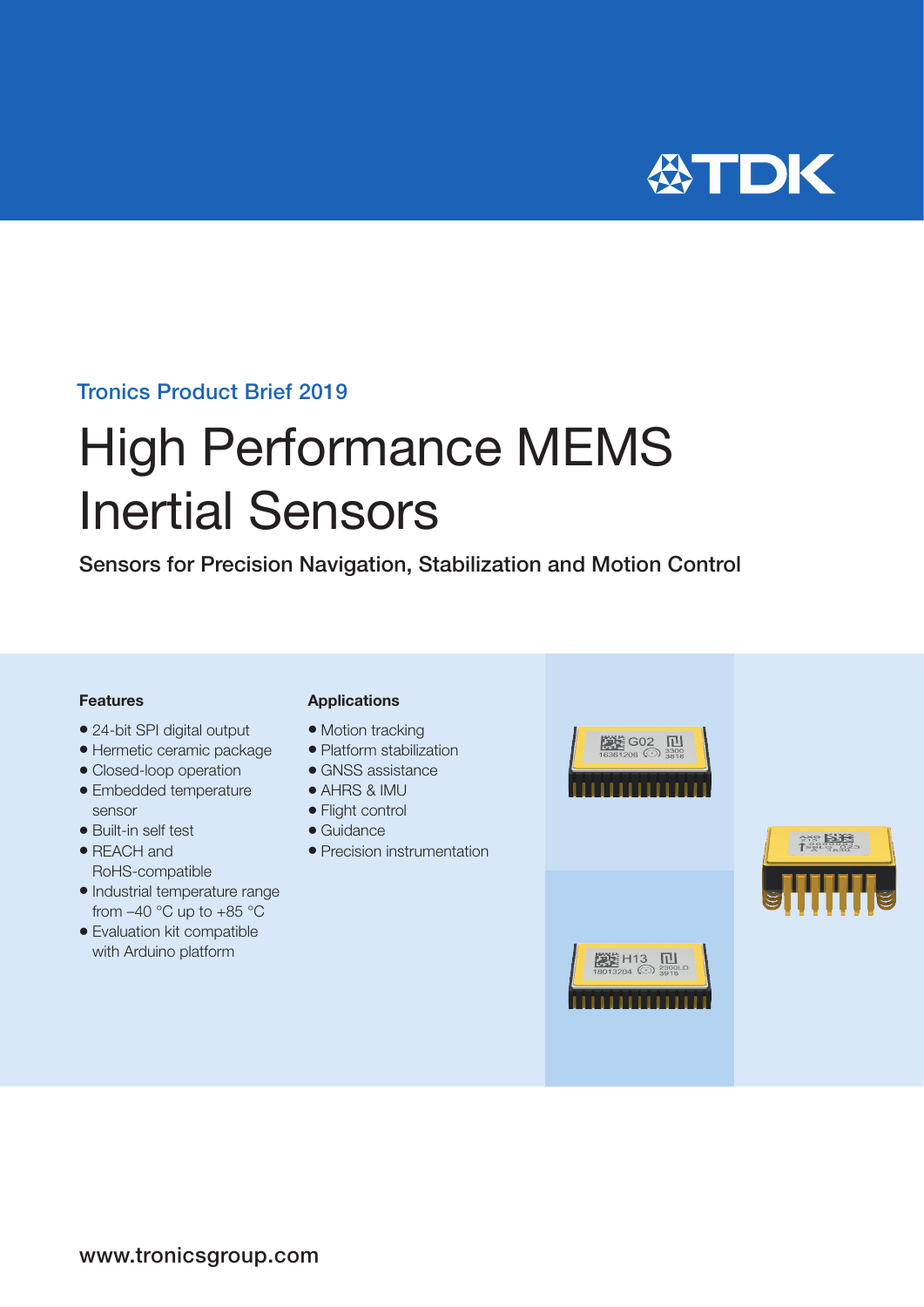Tronics Product Brief 2019

# High Performance MEMS Inertial Sensors

## Sensors for Precision Navigation, Stabilization and Motion Control

### Features

- 24-bit SPI digital output
- Hermetic ceramic package
- Closed-loop operation
- Embedded temperature sensor
- Built-in self test
- REACH and RoHS-compatible
- Industrial temperature range from –40 °C up to +85 °C
- Evaluation kit compatible with Arduino platform

### Applications

- Motion tracking
- Platform stabilization
- GNSS assistance
- AHRS & IMU
- Flight control
- Guidance
- Precision instrumentation

www.tronicsgroup.com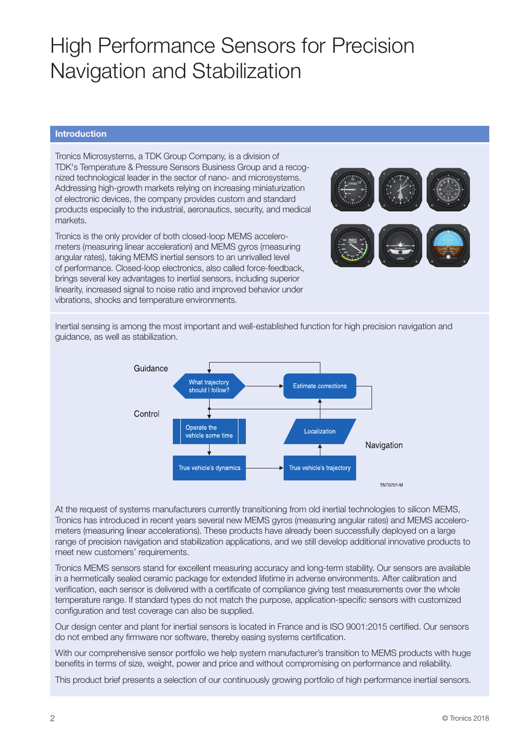# High Performance Sensors for Precision Navigation and Stabilization

## Introduction

Tronics Microsystems, a TDK Group Company, is a division of TDK's Temperature & Pressure Sensors Business Group and a recognized technological leader in the sector of nano- and microsystems. Addressing high-growth markets relying on increasing miniaturization of electronic devices, the company provides custom and standard products especially to the industrial, aeronautics, security, and medical markets.

Tronics is the only provider of both closed-loop MEMS accelerometers (measuring linear acceleration) and MEMS gyros (measuring angular rates), taking MEMS inertial sensors to an unrivalled level of performance. Closed-loop electronics, also called force-feedback, brings several key advantages to inertial sensors, including superior linearity, increased signal to noise ratio and improved behavior under vibrations, shocks and temperature environments.

Inertial sensing is among the most important and well-established function for high precision navigation and guidance, as well as stabilization.

Guidance

What trajectory should I follow?

Estimate corrections

Control

Operate the vehicle some time

Localization

Navigation

True vehicle's dynamics

True vehicle's trajectory

TNT0701-M

At the request of systems manufacturers currently transitioning from old inertial technologies to silicon MEMS, Tronics has introduced in recent years several new MEMS gyros (measuring angular rates) and MEMS accelerometers (measuring linear accelerations). These products have already been successfully deployed on a large range of precision navigation and stabilization applications, and we still develop additional innovative products to meet new customers' requirements.

Tronics MEMS sensors stand for excellent measuring accuracy and long-term stability. Our sensors are available in a hermetically sealed ceramic package for extended lifetime in adverse environments. After calibration and verification, each sensor is delivered with a certificate of compliance giving test measurements over the whole temperature range. If standard types do not match the purpose, application-specific sensors with customized configuration and test coverage can also be supplied.

Our design center and plant for inertial sensors is located in France and is ISO 9001:2015 certified. Our sensors do not embed any firmware nor software, thereby easing systems certification.

With our comprehensive sensor portfolio we help system manufacturer's transition to MEMS products with huge benefits in terms of size, weight, power and price and without compromising on performance and reliability.

This product brief presents a selection of our continuously growing portfolio of high performance inertial sensors.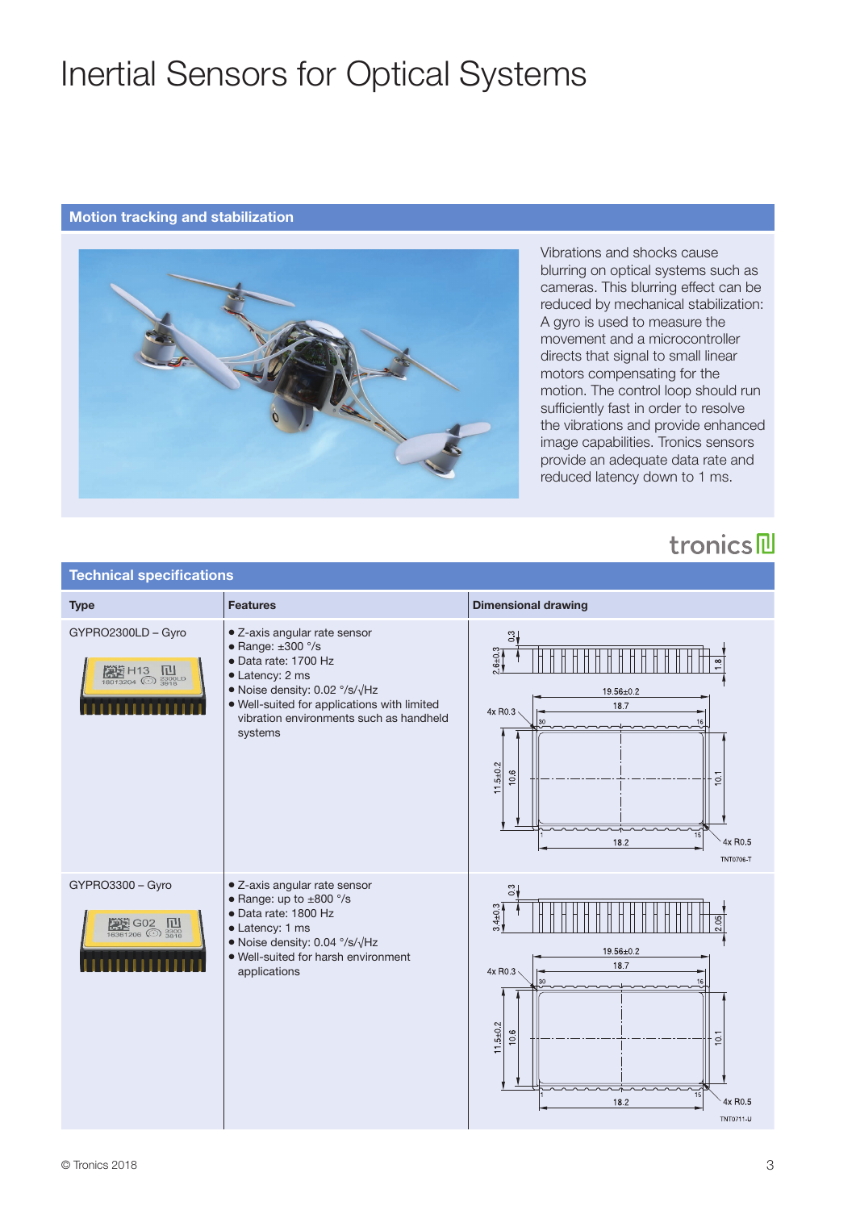# Inertial Sensors for Optical Systems

## Motion tracking and stabilization

Vibrations and shocks cause blurring on optical systems such as cameras. This blurring effect can be reduced by mechanical stabilization: A gyro is used to measure the movement and a microcontroller directs that signal to small linear motors compensating for the motion. The control loop should run sufficiently fast in order to resolve the vibrations and provide enhanced image capabilities. Tronics sensors provide an adequate data rate and reduced latency down to 1 ms.

tronics

## Technical specifications

| Type | Features | Dimensional drawing |
|---|---|---|
| GYPRO2300LD – Gyro | • Z-axis angular rate sensor<br>• Range: ±300 °/s<br>• Data rate: 1700 Hz<br>• Latency: 2 ms<br>• Noise density: 0.02 °/s/√Hz<br>• Well-suited for applications with limited vibration environments such as handheld systems | 0.3; 2.6±0.3; 1.8; 19.56±0.2; 18.7; 4x R0.3; 30; 16; 11.5±0.2; 10.6; 10.1; 1; 15; 18.2; 4x R0.5; TNT0706-T |
| GYPRO3300 – Gyro | • Z-axis angular rate sensor<br>• Range: up to ±800 °/s<br>• Data rate: 1800 Hz<br>• Latency: 1 ms<br>• Noise density: 0.04 °/s/√Hz<br>• Well-suited for harsh environment applications | 0.3; 3.4±0.3; 2.05; 19.56±0.2; 18.7; 4x R0.3; 30; 16; 11.5±0.2; 10.6; 10.1; 1; 15; 18.2; 4x R0.5; TNT0711-U |

© Tronics 2018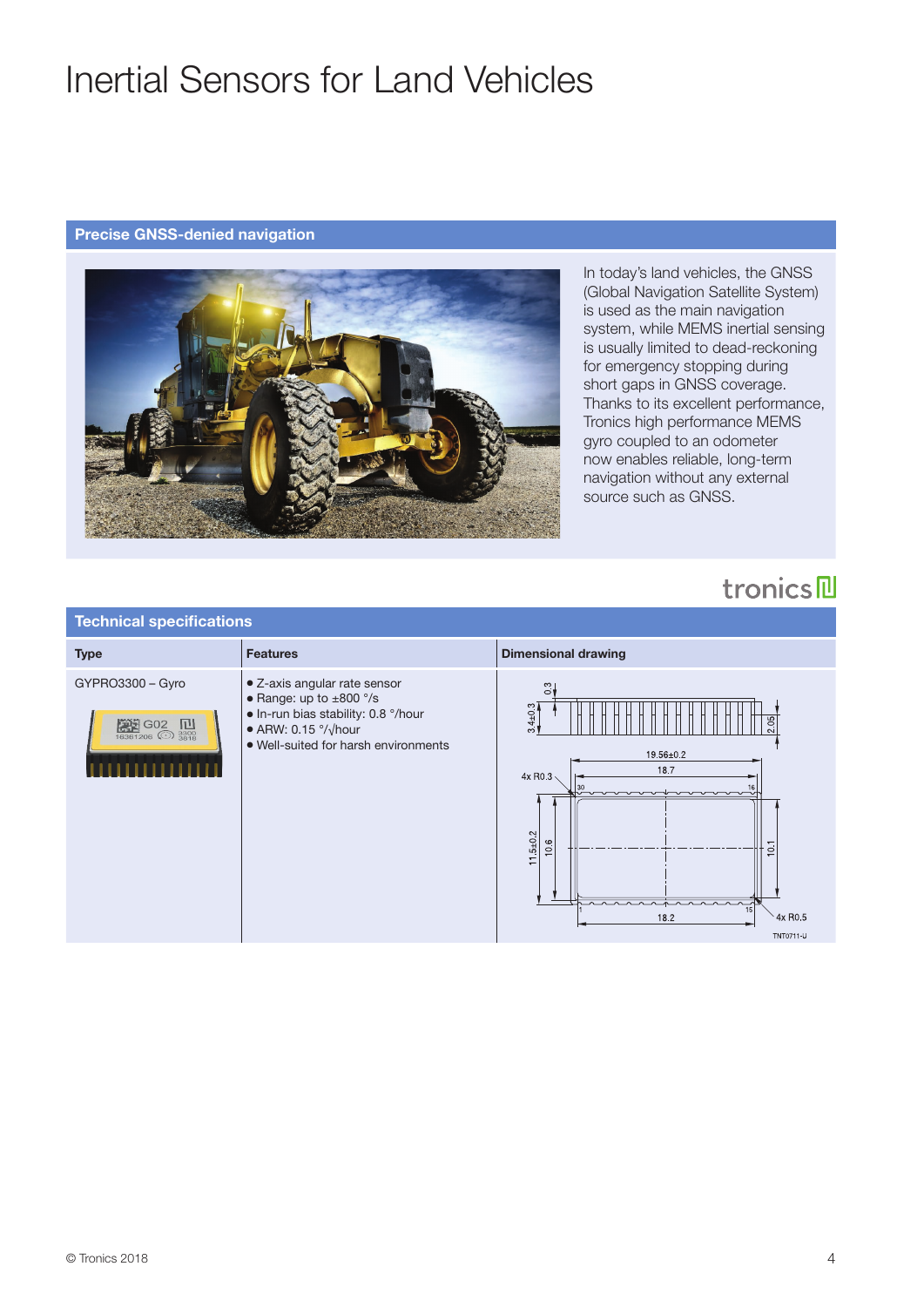# Inertial Sensors for Land Vehicles

## Precise GNSS-denied navigation

In today's land vehicles, the GNSS (Global Navigation Satellite System) is used as the main navigation system, while MEMS inertial sensing is usually limited to dead-reckoning for emergency stopping during short gaps in GNSS coverage. Thanks to its excellent performance, Tronics high performance MEMS gyro coupled to an odometer now enables reliable, long-term navigation without any external source such as GNSS.

tronics

## Technical specifications

| Type | Features | Dimensional drawing |
|---|---|---|
| GYPRO3300 – Gyro | • Z-axis angular rate sensor<br>• Range: up to ±800 °/s<br>• In-run bias stability: 0.8 °/hour<br>• ARW: 0.15 °/√hour<br>• Well-suited for harsh environments | |

© Tronics 2018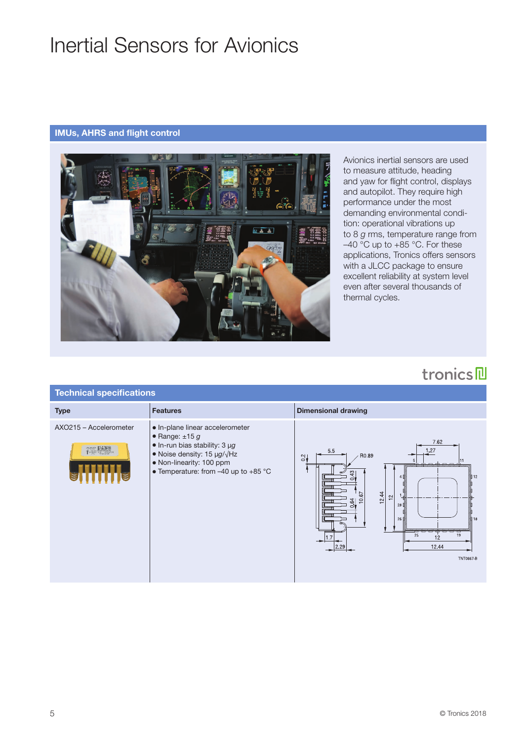# Inertial Sensors for Avionics

## IMUs, AHRS and flight control

Avionics inertial sensors are used to measure attitude, heading and yaw for flight control, displays and autopilot. They require high performance under the most demanding environmental condition: operational vibrations up to 8 *g* rms, temperature range from –40 °C up to +85 °C. For these applications, Tronics offers sensors with a JLCC package to ensure excellent reliability at system level even after several thousands of thermal cycles.

## Technical specifications

| Type | Features | Dimensional drawing |
|---|---|---|
| AXO215 – Accelerometer | • In-plane linear accelerometer<br>• Range: ±15 *g*<br>• In-run bias stability: 3 µ*g*<br>• Noise density: 15 µ*g*/√Hz<br>• Non-linearity: 100 ppm<br>• Temperature: from –40 up to +85 °C | |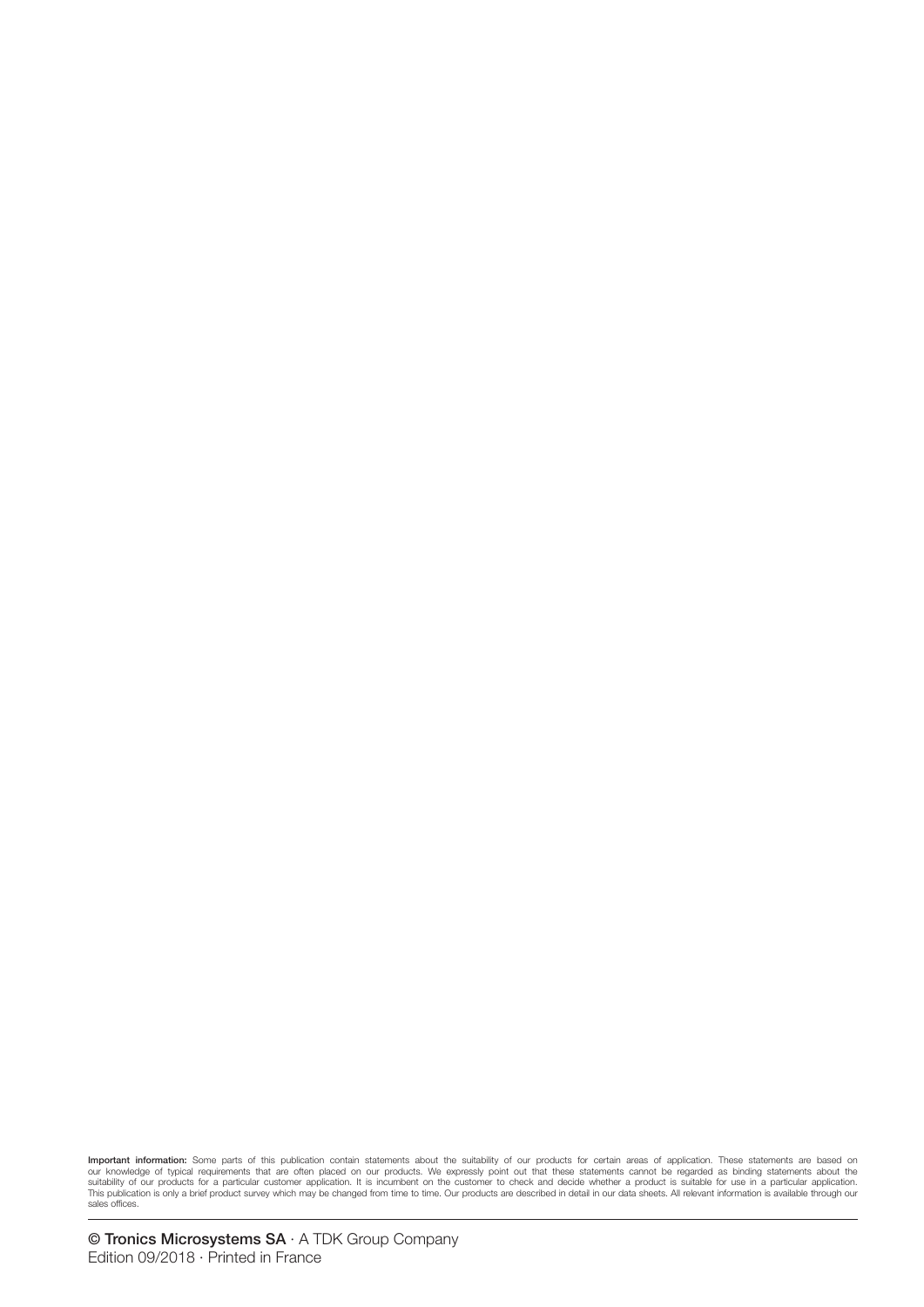**Important information:** Some parts of this publication contain statements about the suitability of our products for certain areas of application. These statements are based on our knowledge of typical requirements that are often placed on our products. We expressly point out that these statements cannot be regarded as binding statements about the suitability of our products for a particular customer application. It is incumbent on the customer to check and decide whether a product is suitable for use in a particular application. This publication is only a brief product survey which may be changed from time to time. Our products are described in detail in our data sheets. All relevant information is available through our sales offices.

**© Tronics Microsystems SA** · A TDK Group Company
Edition 09/2018 · Printed in France